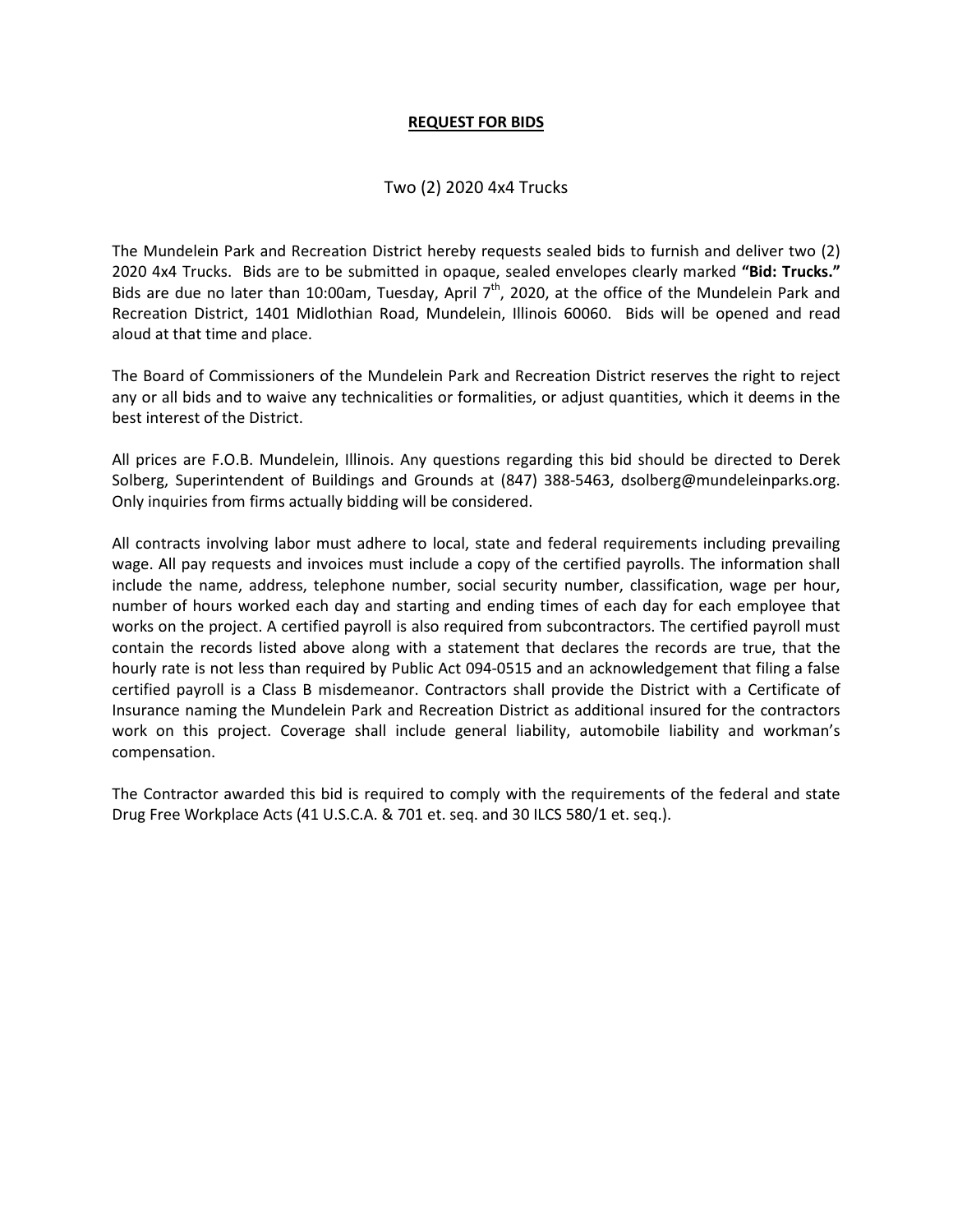# **REQUEST FOR BIDS**

Two (2) 2020 4x4 Trucks

The Mundelein Park and Recreation District hereby requests sealed bids to furnish and deliver two (2) 2020 4x4 Trucks. Bids are to be submitted in opaque, sealed envelopes clearly marked **"Bid: Trucks."** Bids are due no later than 10:00am, Tuesday, April 7th, 2020, at the office of the Mundelein Park and Recreation District, 1401 Midlothian Road, Mundelein, Illinois 60060. Bids will be opened and read aloud at that time and place.

The Board of Commissioners of the Mundelein Park and Recreation District reserves the right to reject any or all bids and to waive any technicalities or formalities, or adjust quantities, which it deems in the best interest of the District.

All prices are F.O.B. Mundelein, Illinois. Any questions regarding this bid should be directed to Derek Solberg, Superintendent of Buildings and Grounds at (847) 388-5463, dsolberg@mundeleinparks.org. Only inquiries from firms actually bidding will be considered.

All contracts involving labor must adhere to local, state and federal requirements including prevailing wage. All pay requests and invoices must include a copy of the certified payrolls. The information shall include the name, address, telephone number, social security number, classification, wage per hour, number of hours worked each day and starting and ending times of each day for each employee that works on the project. A certified payroll is also required from subcontractors. The certified payroll must contain the records listed above along with a statement that declares the records are true, that the hourly rate is not less than required by Public Act 094-0515 and an acknowledgement that filing a false certified payroll is a Class B misdemeanor. Contractors shall provide the District with a Certificate of Insurance naming the Mundelein Park and Recreation District as additional insured for the contractors work on this project. Coverage shall include general liability, automobile liability and workman's compensation.

The Contractor awarded this bid is required to comply with the requirements of the federal and state Drug Free Workplace Acts (41 U.S.C.A. & 701 et. seq. and 30 ILCS 580/1 et. seq.).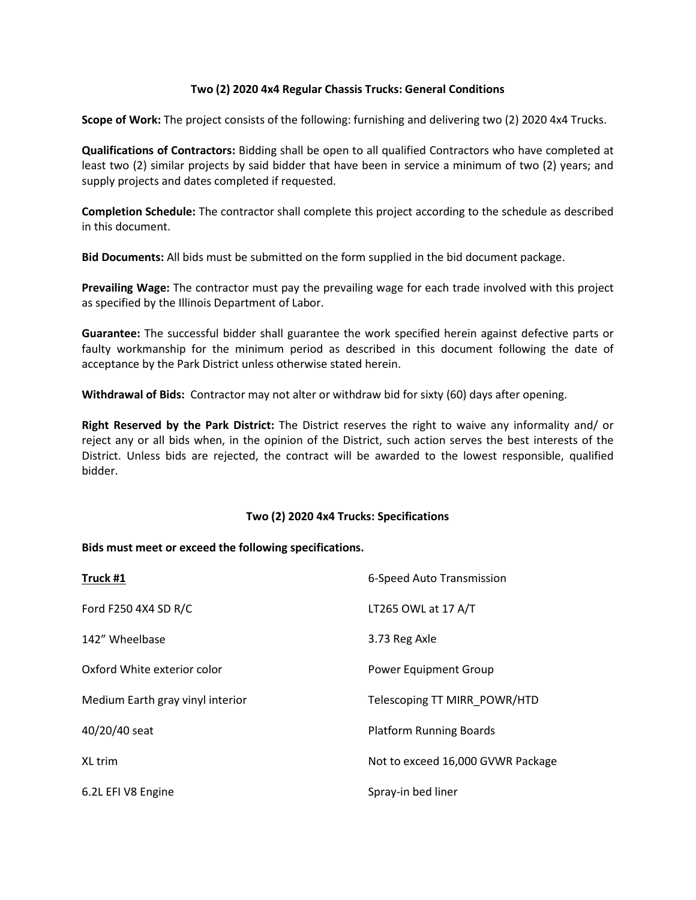## Two (2) 2020 4x4 Regular Chassis Trucks: General Conditions

**Scope of Work:** The project consists of the following: furnishing and delivering two (2) 2020 4x4 Trucks.

**Qualifications of Contractors:** Bidding shall be open to all qualified Contractors who have completed at least two (2) similar projects by said bidder that have been in service a minimum of two (2) years; and supply projects and dates completed if requested.

**Completion Schedule:** The contractor shall complete this project according to the schedule as described in this document.

**Bid Documents:** All bids must be submitted on the form supplied in the bid document package.

**Prevailing Wage:** The contractor must pay the prevailing wage for each trade involved with this project as specified by the Illinois Department of Labor.

**Guarantee:** The successful bidder shall guarantee the work specified herein against defective parts or faulty workmanship for the minimum period as described in this document following the date of acceptance by the Park District unless otherwise stated herein.

**Withdrawal of Bids:** Contractor may not alter or withdraw bid for sixty (60) days after opening.

**Right Reserved by the Park District:** The District reserves the right to waive any informality and/ or reject any or all bids when, in the opinion of the District, such action serves the best interests of the District. Unless bids are rejected, the contract will be awarded to the lowest responsible, qualified bidder.

## Two (2) 2020 4x4 Trucks: Specifications

**Bids must meet or exceed the following specifications.**

**Truck #1**

- Ford F250 4X4 SD R/C
- 142" Wheelbase
- Oxford White exterior color
- Medium Earth gray vinyl interior
- 40/20/40 seat
- XL trim
- 6.2L EFI V8 Engine
- 6-Speed Auto Transmission
- LT265 OWL at 17 A/T
- 3.73 Reg Axle
- Power Equipment Group
- Telescoping TT MIRR_POWR/HTD
- Platform Running Boards
- Not to exceed 16,000 GVWR Package
- Spray-in bed liner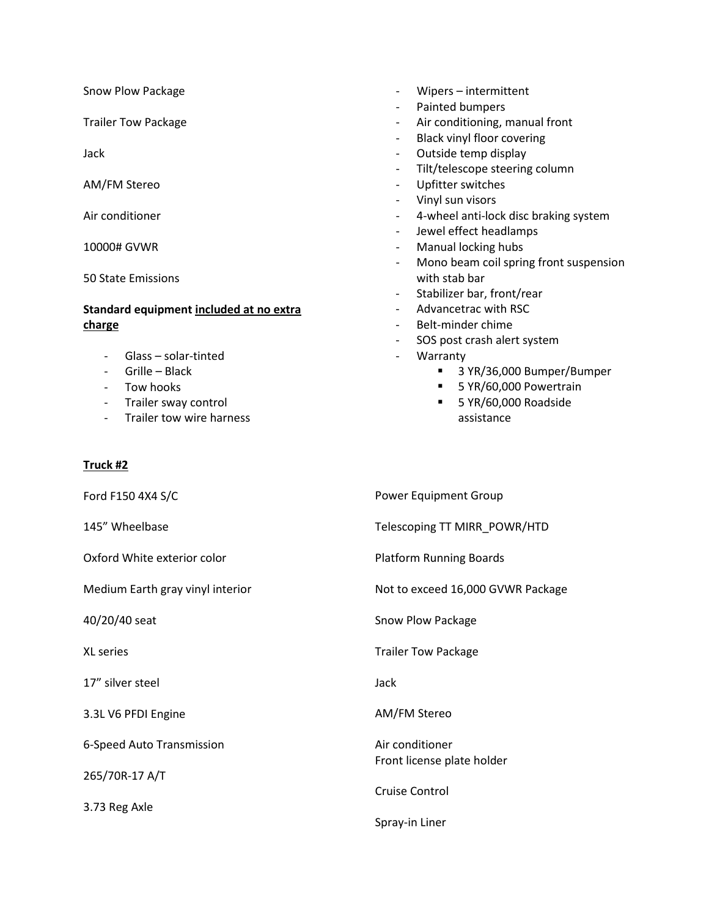Snow Plow Package

Trailer Tow Package

Jack

AM/FM Stereo

Air conditioner

10000# GVWR

50 State Emissions

**Standard equipment <u>included at no extra charge</u>**

- Glass – solar-tinted
- Grille – Black
- Tow hooks
- Trailer sway control
- Trailer tow wire harness
- Wipers – intermittent
- Painted bumpers
- Air conditioning, manual front
- Black vinyl floor covering
- Outside temp display
- Tilt/telescope steering column
- Upfitter switches
- Vinyl sun visors
- 4-wheel anti-lock disc braking system
- Jewel effect headlamps
- Manual locking hubs
- Mono beam coil spring front suspension with stab bar
- Stabilizer bar, front/rear
- Advancetrac with RSC
- Belt-minder chime
- SOS post crash alert system
- Warranty
    - 3 YR/36,000 Bumper/Bumper
    - 5 YR/60,000 Powertrain
    - 5 YR/60,000 Roadside assistance

**<u>Truck #2</u>**

Ford F150 4X4 S/C

145" Wheelbase

Oxford White exterior color

Medium Earth gray vinyl interior

40/20/40 seat

XL series

17" silver steel

3.3L V6 PFDI Engine

6-Speed Auto Transmission

265/70R-17 A/T

3.73 Reg Axle

Power Equipment Group

Telescoping TT MIRR_POWR/HTD

Platform Running Boards

Not to exceed 16,000 GVWR Package

Snow Plow Package

Trailer Tow Package

Jack

AM/FM Stereo

Air conditioner
Front license plate holder

Cruise Control

Spray-in Liner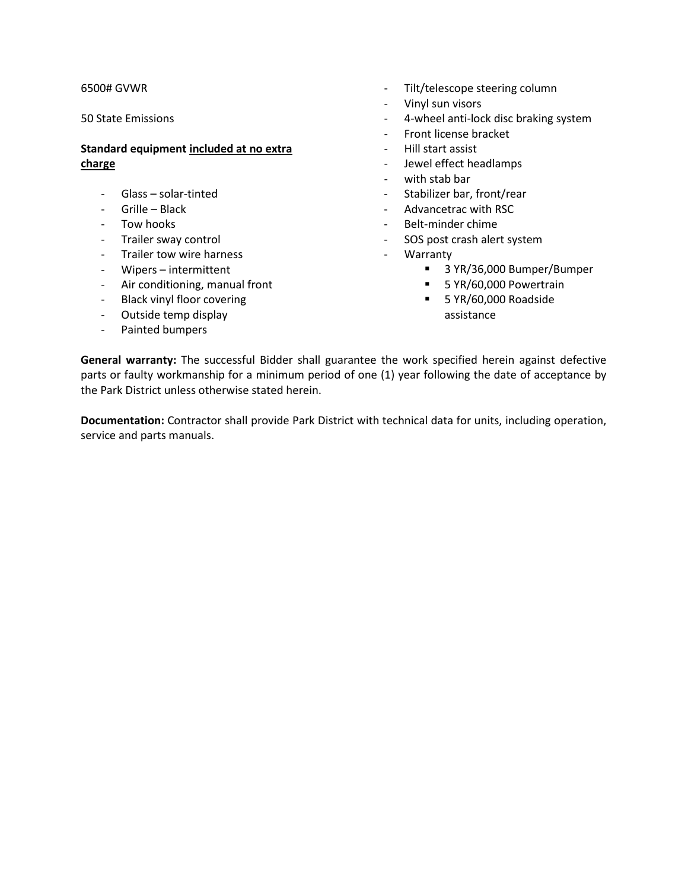6500# GVWR

50 State Emissions

**Standard equipment <u>included at no extra charge</u>**

- Glass – solar-tinted
- Grille – Black
- Tow hooks
- Trailer sway control
- Trailer tow wire harness
- Wipers – intermittent
- Air conditioning, manual front
- Black vinyl floor covering
- Outside temp display
- Painted bumpers
- Tilt/telescope steering column
- Vinyl sun visors
- 4-wheel anti-lock disc braking system
- Front license bracket
- Hill start assist
- Jewel effect headlamps
- with stab bar
- Stabilizer bar, front/rear
- Advancetrac with RSC
- Belt-minder chime
- SOS post crash alert system
- Warranty
    - 3 YR/36,000 Bumper/Bumper
    - 5 YR/60,000 Powertrain
    - 5 YR/60,000 Roadside assistance

**General warranty:** The successful Bidder shall guarantee the work specified herein against defective parts or faulty workmanship for a minimum period of one (1) year following the date of acceptance by the Park District unless otherwise stated herein.

**Documentation:** Contractor shall provide Park District with technical data for units, including operation, service and parts manuals.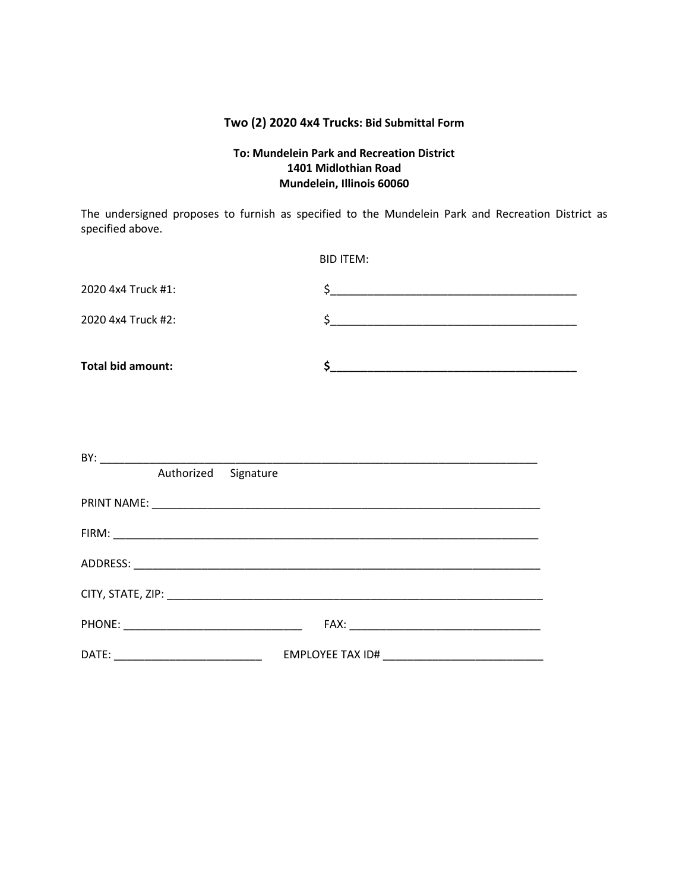## Two (2) 2020 4x4 Trucks: Bid Submittal Form

**To: Mundelein Park and Recreation District**
**1401 Midlothian Road**
**Mundelein, Illinois 60060**

The undersigned proposes to furnish as specified to the Mundelein Park and Recreation District as specified above.

BID ITEM:

2020 4x4 Truck #1: $________________________________________

2020 4x4 Truck #2: $________________________________________

**Total bid amount:** **$________________________________________**

BY: ___________________________________________________________________________
Authorized Signature

PRINT NAME: __________________________________________________________________

FIRM: _______________________________________________________________________

ADDRESS: ____________________________________________________________________

CITY, STATE, ZIP: _____________________________________________________________

PHONE: ______________________________ FAX: _______________________________

DATE: ________________________ EMPLOYEE TAX ID# __________________________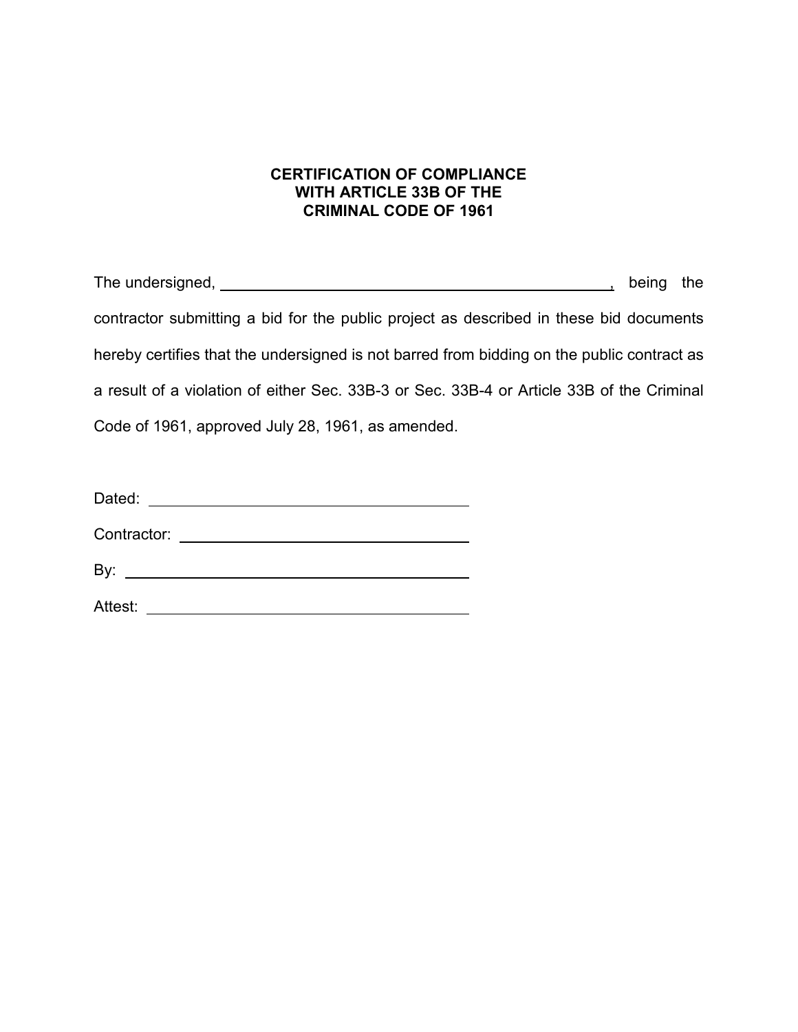# CERTIFICATION OF COMPLIANCE WITH ARTICLE 33B OF THE CRIMINAL CODE OF 1961

The undersigned, \_\_\_\_\_\_\_\_\_\_\_\_\_\_\_\_\_\_\_\_\_\_\_\_\_\_\_\_\_\_\_\_\_\_\_\_\_\_\_\_\_\_\_\_\_\_\_\_, being the contractor submitting a bid for the public project as described in these bid documents hereby certifies that the undersigned is not barred from bidding on the public contract as a result of a violation of either Sec. 33B-3 or Sec. 33B-4 or Article 33B of the Criminal Code of 1961, approved July 28, 1961, as amended.

Dated: \_\_\_\_\_\_\_\_\_\_\_\_\_\_\_\_\_\_\_\_\_\_\_\_\_\_\_\_\_\_\_\_\_\_\_\_

Contractor: \_\_\_\_\_\_\_\_\_\_\_\_\_\_\_\_\_\_\_\_\_\_\_\_\_\_\_\_\_\_\_\_

By: \_\_\_\_\_\_\_\_\_\_\_\_\_\_\_\_\_\_\_\_\_\_\_\_\_\_\_\_\_\_\_\_\_\_\_\_\_\_\_\_

Attest: \_\_\_\_\_\_\_\_\_\_\_\_\_\_\_\_\_\_\_\_\_\_\_\_\_\_\_\_\_\_\_\_\_\_\_\_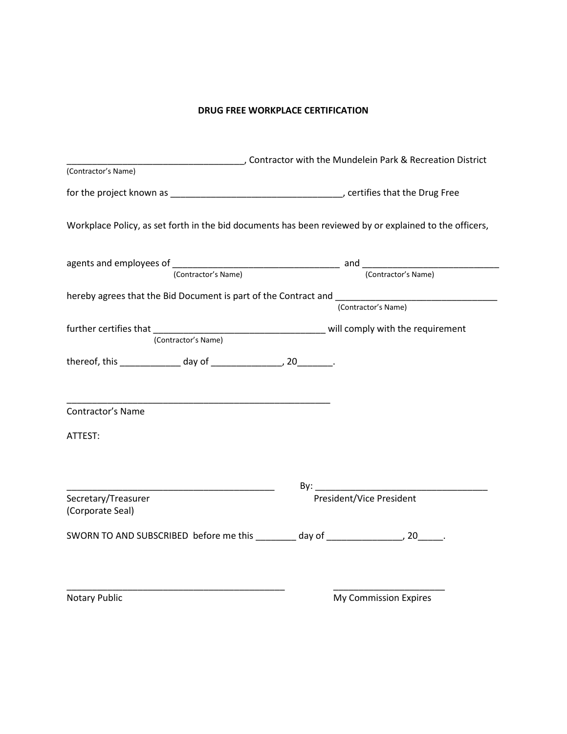## DRUG FREE WORKPLACE CERTIFICATION

___________________________________, Contractor with the Mundelein Park & Recreation District
(Contractor's Name)

for the project known as _________________________________, certifies that the Drug Free

Workplace Policy, as set forth in the bid documents has been reviewed by or explained to the officers,

agents and employees of _________________________________ and __________________________
(Contractor's Name) (Contractor's Name)

hereby agrees that the Bid Document is part of the Contract and _______________________________
(Contractor's Name)

further certifies that _________________________________ will comply with the requirement
(Contractor's Name)

thereof, this ___________ day of _____________, 20______.

_____________________________________________________
Contractor's Name

ATTEST:

_________________________________________ By: __________________________________
Secretary/Treasurer President/Vice President
(Corporate Seal)

SWORN TO AND SUBSCRIBED before me this ________ day of _______________, 20_____.

____________________________________________ ______________________
Notary Public My Commission Expires